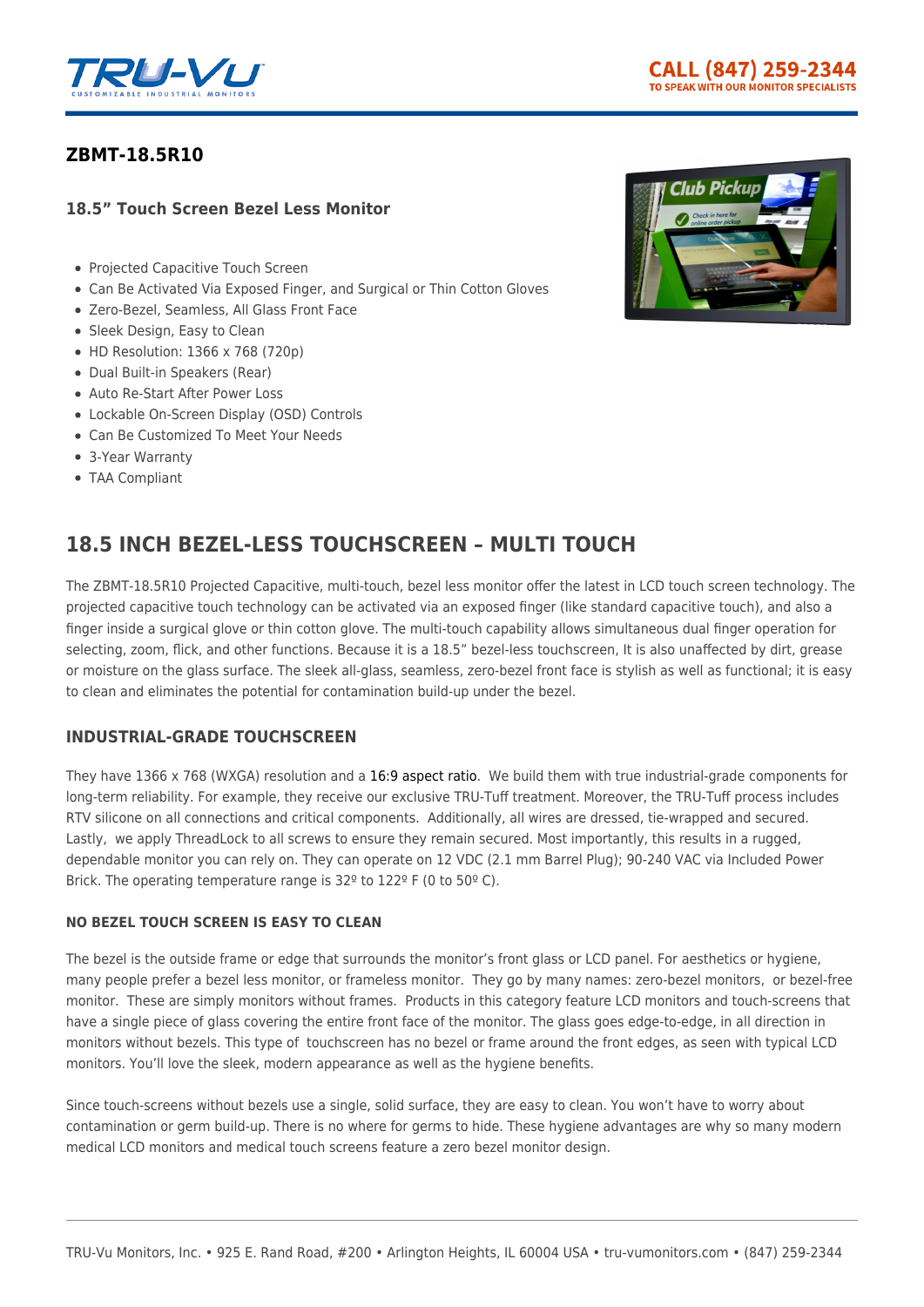## ZBMT-18.5R10

### 18.5" Touch Screen Bezel Less Monitor

- Projected Capacitive Touch Screen
- Can Be Activated Via Exposed Finger, and Surgical or Thin Cotton Gloves
- Zero-Bezel, Seamless, All Glass Front Face
- Sleek Design, Easy to Clean
- HD Resolution: 1366 x 768 (720p)
- Dual Built-in Speakers (Rear)
- Auto Re-Start After Power Loss
- Lockable On-Screen Display (OSD) Controls
- Can Be Customized To Meet Your Needs
- 3-Year Warranty
- TAA Compliant

# 18.5 INCH BEZEL-LESS TOUCHSCREEN – MULTI TOUCH

The ZBMT-18.5R10 Projected Capacitive, multi-touch, bezel less monitor offer the latest in LCD touch screen technology. The projected capacitive touch technology can be activated via an exposed finger (like standard capacitive touch), and also a finger inside a surgical glove or thin cotton glove. The multi-touch capability allows simultaneous dual finger operation for selecting, zoom, flick, and other functions. Because it is a 18.5" bezel-less touchscreen, It is also unaffected by dirt, grease or moisture on the glass surface. The sleek all-glass, seamless, zero-bezel front face is stylish as well as functional; it is easy to clean and eliminates the potential for contamination build-up under the bezel.

## INDUSTRIAL-GRADE TOUCHSCREEN

They have 1366 x 768 (WXGA) resolution and a 16:9 aspect ratio. We build them with true industrial-grade components for long-term reliability. For example, they receive our exclusive TRU-Tuff treatment. Moreover, the TRU-Tuff process includes RTV silicone on all connections and critical components. Additionally, all wires are dressed, tie-wrapped and secured. Lastly, we apply ThreadLock to all screws to ensure they remain secured. Most importantly, this results in a rugged, dependable monitor you can rely on. They can operate on 12 VDC (2.1 mm Barrel Plug); 90-240 VAC via Included Power Brick. The operating temperature range is 32º to 122º F (0 to 50º C).

### NO BEZEL TOUCH SCREEN IS EASY TO CLEAN

The bezel is the outside frame or edge that surrounds the monitor's front glass or LCD panel. For aesthetics or hygiene, many people prefer a bezel less monitor, or frameless monitor. They go by many names: zero-bezel monitors, or bezel-free monitor. These are simply monitors without frames. Products in this category feature LCD monitors and touch-screens that have a single piece of glass covering the entire front face of the monitor. The glass goes edge-to-edge, in all direction in monitors without bezels. This type of touchscreen has no bezel or frame around the front edges, as seen with typical LCD monitors. You'll love the sleek, modern appearance as well as the hygiene benefits.

Since touch-screens without bezels use a single, solid surface, they are easy to clean. You won't have to worry about contamination or germ build-up. There is no where for germs to hide. These hygiene advantages are why so many modern medical LCD monitors and medical touch screens feature a zero bezel monitor design.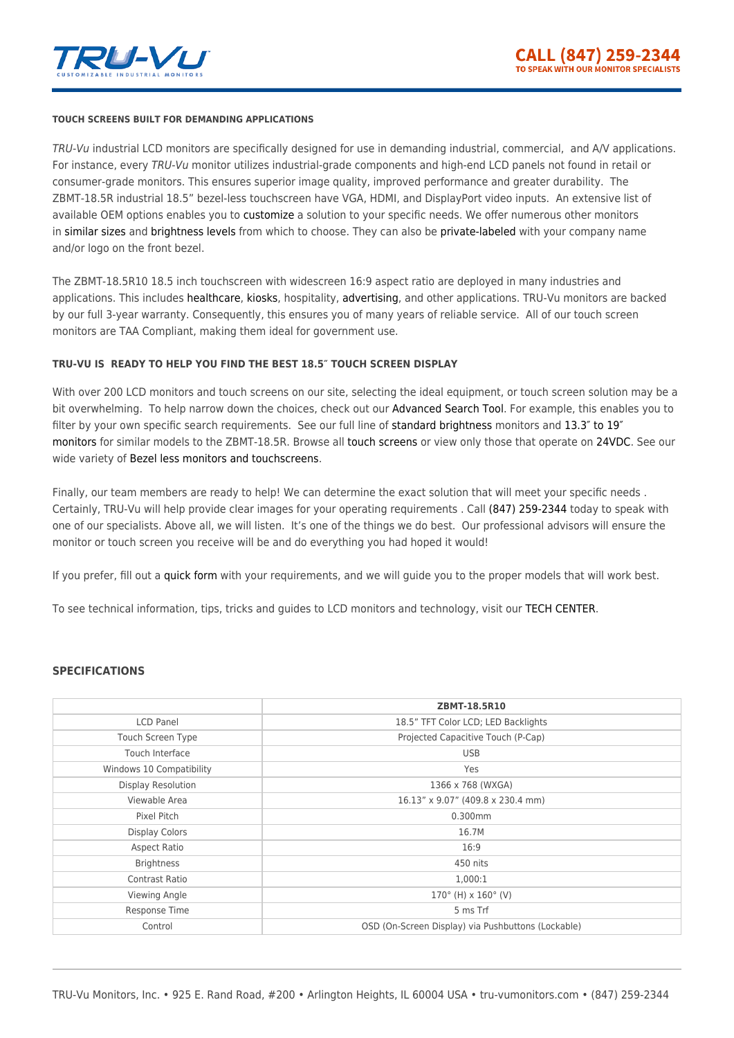#### TOUCH SCREENS BUILT FOR DEMANDING APPLICATIONS

*TRU-Vu* industrial LCD monitors are specifically designed for use in demanding industrial, commercial, and A/V applications. For instance, every *TRU-Vu* monitor utilizes industrial-grade components and high-end LCD panels not found in retail or consumer-grade monitors. This ensures superior image quality, improved performance and greater durability. The ZBMT-18.5R industrial 18.5" bezel-less touchscreen have VGA, HDMI, and DisplayPort video inputs. An extensive list of available OEM options enables you to customize a solution to your specific needs. We offer numerous other monitors in similar sizes and brightness levels from which to choose. They can also be private-labeled with your company name and/or logo on the front bezel.

The ZBMT-18.5R10 18.5 inch touchscreen with widescreen 16:9 aspect ratio are deployed in many industries and applications. This includes healthcare, kiosks, hospitality, advertising, and other applications. TRU-Vu monitors are backed by our full 3-year warranty. Consequently, this ensures you of many years of reliable service. All of our touch screen monitors are TAA Compliant, making them ideal for government use.

#### TRU-VU IS READY TO HELP YOU FIND THE BEST 18.5″ TOUCH SCREEN DISPLAY

With over 200 LCD monitors and touch screens on our site, selecting the ideal equipment, or touch screen solution may be a bit overwhelming. To help narrow down the choices, check out our Advanced Search Tool. For example, this enables you to filter by your own specific search requirements. See our full line of standard brightness monitors and 13.3″ to 19″ monitors for similar models to the ZBMT-18.5R. Browse all touch screens or view only those that operate on 24VDC. See our wide variety of Bezel less monitors and touchscreens.

Finally, our team members are ready to help! We can determine the exact solution that will meet your specific needs . Certainly, TRU-Vu will help provide clear images for your operating requirements . Call (847) 259-2344 today to speak with one of our specialists. Above all, we will listen. It's one of the things we do best. Our professional advisors will ensure the monitor or touch screen you receive will be and do everything you had hoped it would!

If you prefer, fill out a quick form with your requirements, and we will guide you to the proper models that will work best.

To see technical information, tips, tricks and guides to LCD monitors and technology, visit our TECH CENTER.

### SPECIFICATIONS

| | ZBMT-18.5R10 |
|---|---|
| LCD Panel | 18.5" TFT Color LCD; LED Backlights |
| Touch Screen Type | Projected Capacitive Touch (P-Cap) |
| Touch Interface | USB |
| Windows 10 Compatibility | Yes |
| Display Resolution | 1366 x 768 (WXGA) |
| Viewable Area | 16.13" x 9.07" (409.8 x 230.4 mm) |
| Pixel Pitch | 0.300mm |
| Display Colors | 16.7M |
| Aspect Ratio | 16:9 |
| Brightness | 450 nits |
| Contrast Ratio | 1,000:1 |
| Viewing Angle | 170° (H) x 160° (V) |
| Response Time | 5 ms Trf |
| Control | OSD (On-Screen Display) via Pushbuttons (Lockable) |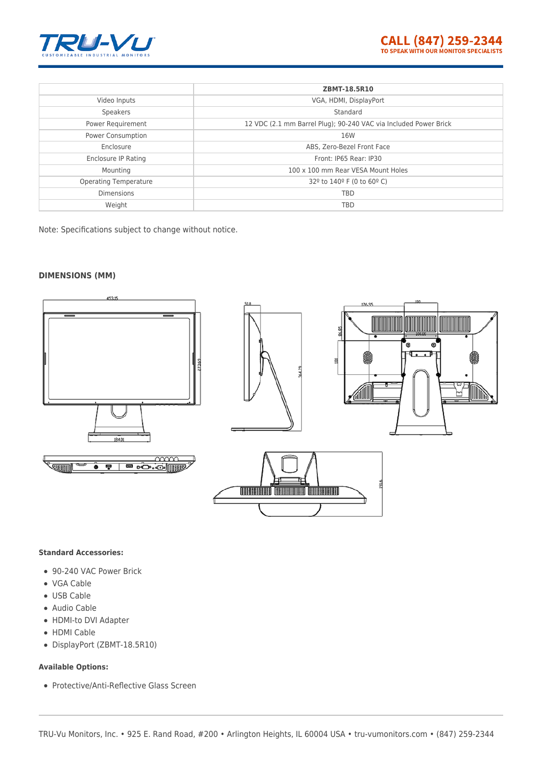| | ZBMT-18.5R10 |
|---|---|
| Video Inputs | VGA, HDMI, DisplayPort |
| Speakers | Standard |
| Power Requirement | 12 VDC (2.1 mm Barrel Plug); 90-240 VAC via Included Power Brick |
| Power Consumption | 16W |
| Enclosure | ABS, Zero-Bezel Front Face |
| Enclosure IP Rating | Front: IP65 Rear: IP30 |
| Mounting | 100 x 100 mm Rear VESA Mount Holes |
| Operating Temperature | 32º to 140º F (0 to 60º C) |
| Dimensions | TBD |
| Weight | TBD |

Note: Specifications subject to change without notice.

**DIMENSIONS (MM)**

**Standard Accessories:**

- 90-240 VAC Power Brick
- VGA Cable
- USB Cable
- Audio Cable
- HDMI-to DVI Adapter
- HDMI Cable
- DisplayPort (ZBMT-18.5R10)

**Available Options:**

- Protective/Anti-Reflective Glass Screen

TRU-Vu Monitors, Inc. • 925 E. Rand Road, #200 • Arlington Heights, IL 60004 USA • tru-vumonitors.com • (847) 259-2344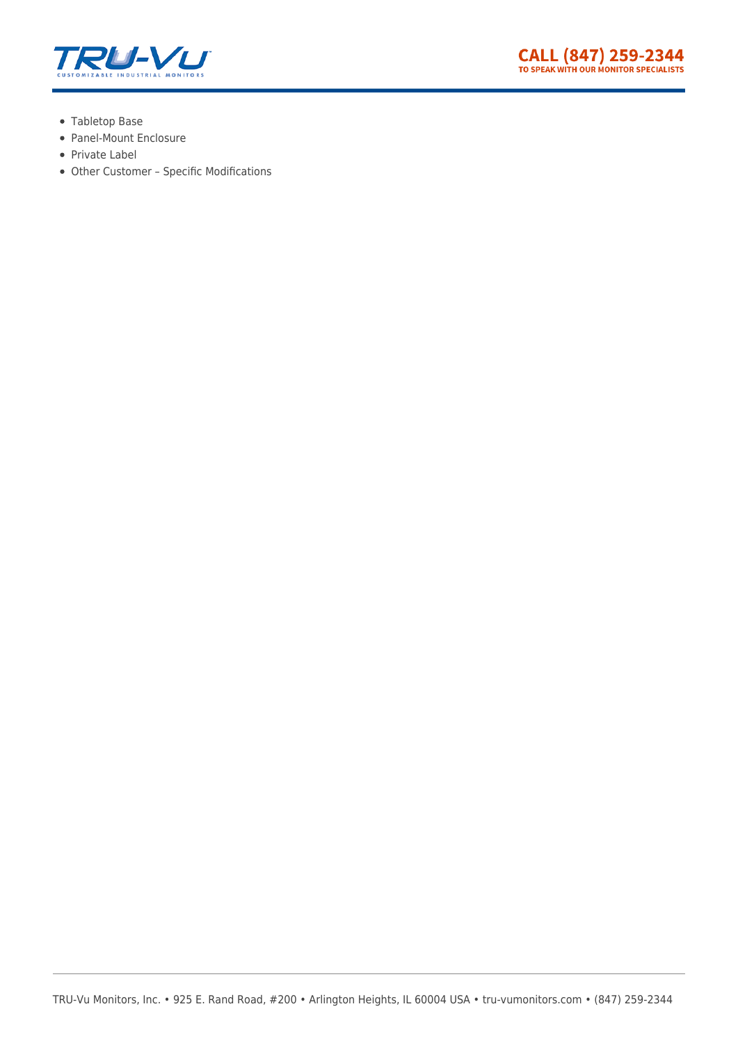- Tabletop Base
- Panel-Mount Enclosure
- Private Label
- Other Customer – Specific Modifications